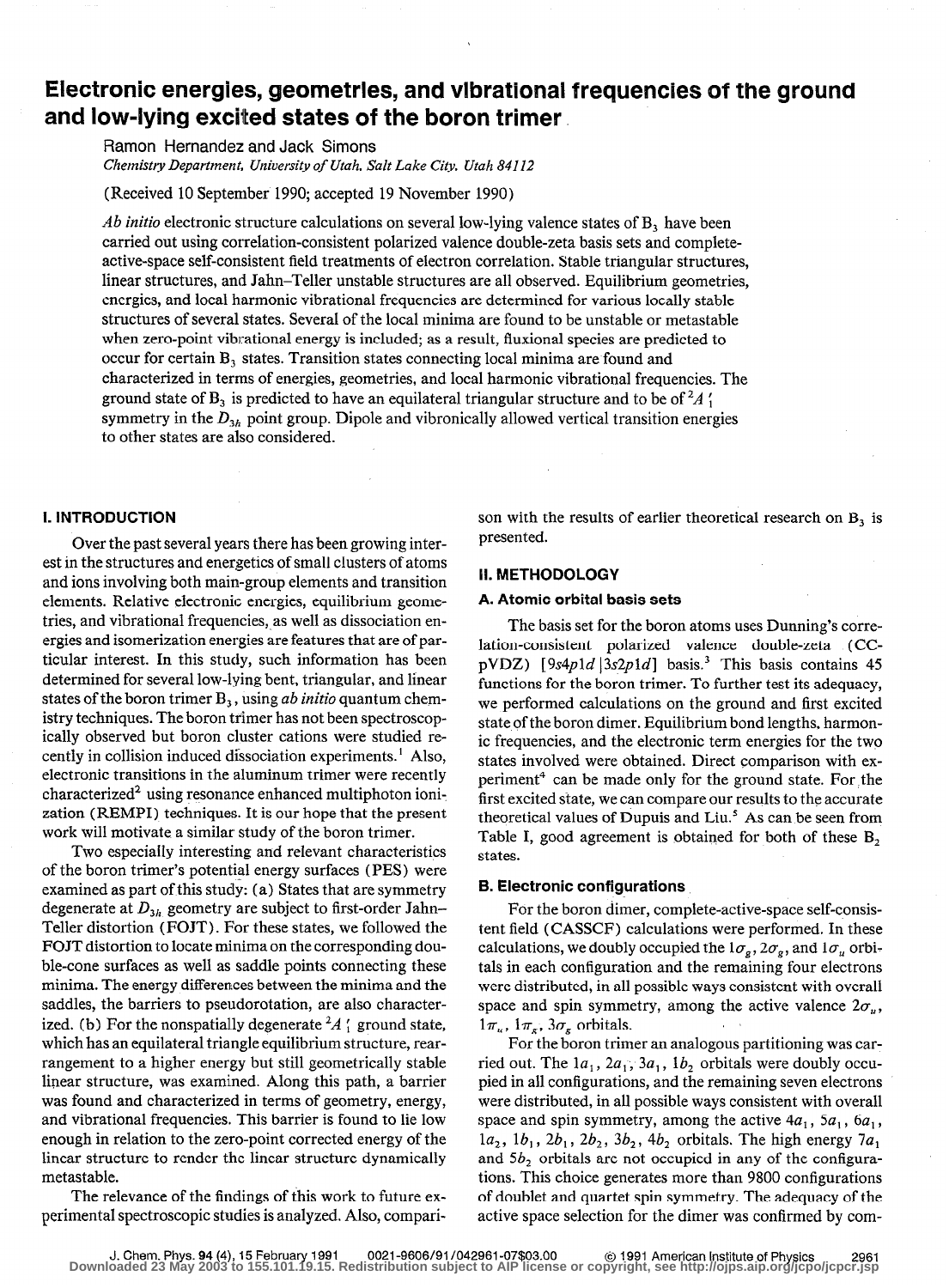# Electronic energies, geometries, and vibrational frequencies of the ground and low-lying excited states of the boron trimer

Ramon Hernandez and Jack Simons

*Chemistry Department, University of Utah, Salt Lake City, Utah 84112*

(Received 10 September 1990; accepted 19 November 1990)

*Ab initio* electronic structure calculations on several low-lying valence states of $B_3$ have been carried out using correlation-consistent polarized valence double-zeta basis sets and complete-active-space self-consistent field treatments of electron correlation. Stable triangular structures, linear structures, and Jahn–Teller unstable structures are all observed. Equilibrium geometries, energies, and local harmonic vibrational frequencies are determined for various locally stable structures of several states. Several of the local minima are found to be unstable or metastable when zero-point vibrational energy is included; as a result, fluxional species are predicted to occur for certain $B_3$ states. Transition states connecting local minima are found and characterized in terms of energies, geometries, and local harmonic vibrational frequencies. The ground state of $B_3$ is predicted to have an equilateral triangular structure and to be of $^2A_1'$ symmetry in the $D_{3h}$ point group. Dipole and vibronically allowed vertical transition energies to other states are also considered.

## I. INTRODUCTION

Over the past several years there has been growing interest in the structures and energetics of small clusters of atoms and ions involving both main-group elements and transition elements. Relative electronic energies, equilibrium geometries, and vibrational frequencies, as well as dissociation energies and isomerization energies are features that are of particular interest. In this study, such information has been determined for several low-lying bent, triangular, and linear states of the boron trimer $B_3$, using *ab initio* quantum chemistry techniques. The boron trimer has not been spectroscopically observed but boron cluster cations were studied recently in collision induced dissociation experiments.[1] Also, electronic transitions in the aluminum trimer were recently characterized[2] using resonance enhanced multiphoton ionization (REMPI) techniques. It is our hope that the present work will motivate a similar study of the boron trimer.

Two especially interesting and relevant characteristics of the boron trimer's potential energy surfaces (PES) were examined as part of this study: (a) States that are symmetry degenerate at $D_{3h}$ geometry are subject to first-order Jahn–Teller distortion (FOJT). For these states, we followed the FOJT distortion to locate minima on the corresponding double-cone surfaces as well as saddle points connecting these minima. The energy differences between the minima and the saddles, the barriers to pseudorotation, are also characterized. (b) For the nonspatially degenerate $^2A_1'$ ground state, which has an equilateral triangle equilibrium structure, rearrangement to a higher energy but still geometrically stable linear structure, was examined. Along this path, a barrier was found and characterized in terms of geometry, energy, and vibrational frequencies. This barrier is found to lie low enough in relation to the zero-point corrected energy of the linear structure to render the linear structure dynamically metastable.

The relevance of the findings of this work to future experimental spectroscopic studies is analyzed. Also, comparison with the results of earlier theoretical research on $B_3$ is presented.

## II. METHODOLOGY

### A. Atomic orbital basis sets

The basis set for the boron atoms uses Dunning's correlation-consistent polarized valence double-zeta (CC-pVDZ) $[9s4p1d|3s2p1d]$ basis.[3] This basis contains 45 functions for the boron trimer. To further test its adequacy, we performed calculations on the ground and first excited state of the boron dimer. Equilibrium bond lengths, harmonic frequencies, and the electronic term energies for the two states involved were obtained. Direct comparison with experiment[4] can be made only for the ground state. For the first excited state, we can compare our results to the accurate theoretical values of Dupuis and Liu.[5] As can be seen from Table I, good agreement is obtained for both of these $B_2$ states.

### B. Electronic configurations

For the boron dimer, complete-active-space self-consistent field (CASSCF) calculations were performed. In these calculations, we doubly occupied the $1\sigma_g$, $2\sigma_g$, and $1\sigma_u$ orbitals in each configuration and the remaining four electrons were distributed, in all possible ways consistent with overall space and spin symmetry, among the active valence $2\sigma_u$, $1\pi_u$, $1\pi_g$, $3\sigma_g$ orbitals.

For the boron trimer an analogous partitioning was carried out. The $1a_1$, $2a_1$, $3a_1$, $1b_2$ orbitals were doubly occupied in all configurations, and the remaining seven electrons were distributed, in all possible ways consistent with overall space and spin symmetry, among the active $4a_1$, $5a_1$, $6a_1$, $1a_2$, $1b_1$, $2b_1$, $2b_2$, $3b_2$, $4b_2$ orbitals. The high energy $7a_1$ and $5b_2$ orbitals are not occupied in any of the configurations. This choice generates more than 9800 configurations of doublet and quartet spin symmetry. The adequacy of the active space selection for the dimer was confirmed by com-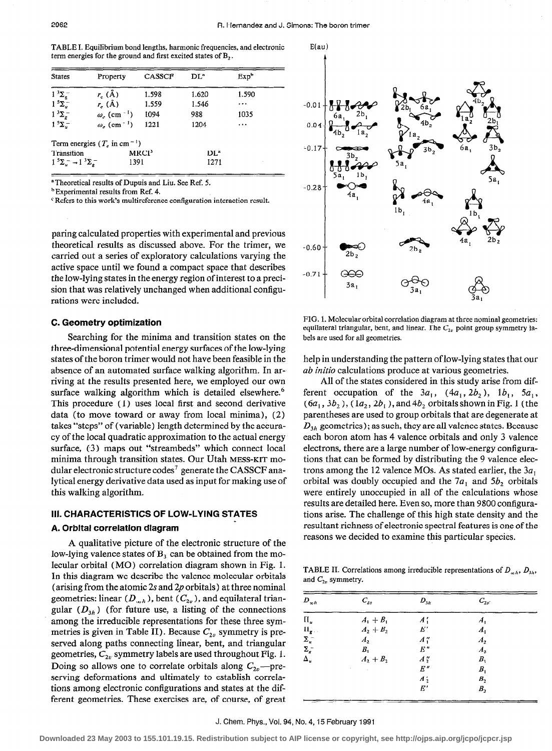TABLE I. Equilibrium bond lengths, harmonic frequencies, and electronic term energies for the ground and first excited states of $B_3$.

| States | Property | CASSCF | DL[a] | Exp[b] |
|---|---|---|---|---|
| $1\,^3\Sigma_g^-$ | $r_e$ (Å) | 1.598 | 1.620 | 1.590 |
| $1\,^5\Sigma_u^-$ | $r_e$ (Å) | 1.559 | 1.546 | ··· |
| $1\,^3\Sigma_g^-$ | $\omega_e$ (cm$^{-1}$) | 1094 | 988 | 1035 |
| $1\,^5\Sigma_u^-$ | $\omega_e$ (cm$^{-1}$) | 1221 | 1204 | ··· |

Term energies ($T_e$ in cm$^{-1}$)

| Transition | MRCI[c] | DL[a] |
|---|---|---|
| $1\,^5\Sigma_u^- \rightarrow 1\,^3\Sigma_g^-$ | 1391 | 1271 |

[a] Theoretical results of Dupuis and Liu. See Ref. 5.
[b] Experimental results from Ref. 4.
[c] Refers to this work's multireference configuration interaction result.

paring calculated properties with experimental and previous theoretical results as discussed above. For the trimer, we carried out a series of exploratory calculations varying the active space until we found a compact space that describes the low-lying states in the energy region of interest to a precision that was relatively unchanged when additional configurations were included.

### C. Geometry optimization

Searching for the minima and transition states on the three-dimensional potential energy surfaces of the low-lying states of the boron trimer would not have been feasible in the absence of an automated surface walking algorithm. In arriving at the results presented here, we employed our own surface walking algorithm which is detailed elsewhere.[6] This procedure (1) uses local first and second derivative data (to move toward or away from local minima), (2) takes "steps" of (variable) length determined by the accuracy of the local quadratic approximation to the actual energy surface, (3) maps out "streambeds" which connect local minima through transition states. Our Utah MESS-KIT modular electronic structure codes[7] generate the CASSCF analytical energy derivative data used as input for making use of this walking algorithm.

## III. CHARACTERISTICS OF LOW-LYING STATES

### A. Orbital correlation diagram

A qualitative picture of the electronic structure of the low-lying valence states of $B_3$ can be obtained from the molecular orbital (MO) correlation diagram shown in Fig. 1. In this diagram we describe the valence molecular orbitals (arising from the atomic 2*s* and 2*p* orbitals) at three nominal geometries: linear ($D_{\infty h}$), bent ($C_{2v}$), and equilateral triangular ($D_{3h}$) (for future use, a listing of the connections among the irreducible representations for these three symmetries is given in Table II). Because $C_{2v}$ symmetry is preserved along paths connecting linear, bent, and triangular geometries, $C_{2v}$ symmetry labels are used throughout Fig. 1. Doing so allows one to correlate orbitals along $C_{2v}$—preserving deformations and ultimately to establish correlations among electronic configurations and states at the different geometries. These exercises are, of course, of great

FIG. 1. Molecular orbital correlation diagram at three nominal geometries: equilateral triangular, bent, and linear. The $C_{2v}$ point group symmetry labels are used for all geometries.

help in understanding the pattern of low-lying states that our *ab initio* calculations produce at various geometries.

All of the states considered in this study arise from different occupation of the $3a_1$, ($4a_1$, $2b_2$), $1b_1$, $5a_1$, ($6a_1$, $3b_2$), ($1a_2$, $2b_1$), and $4b_2$ orbitals shown in Fig. 1 (the parentheses are used to group orbitals that are degenerate at $D_{3h}$ geometries); as such, they are all valence states. Because each boron atom has 4 valence orbitals and only 3 valence electrons, there are a large number of low-energy configurations that can be formed by distributing the 9 valence electrons among the 12 valence MOs. As stated earlier, the $3a_1$ orbital was doubly occupied and the $7a_1$ and $5b_2$ orbitals were entirely unoccupied in all of the calculations whose results are detailed here. Even so, more than 9800 configurations arise. The challenge of this high state density and the resultant richness of electronic spectral features is one of the reasons we decided to examine this particular species.

TABLE II. Correlations among irreducible representations of $D_{\infty h}$, $D_{3h}$, and $C_{2v}$ symmetry.

| $D_{\infty h}$ | $C_{2v}$ | $D_{3h}$ | $C_{2v}$ |
|---|---|---|---|
| $\Pi_u$ | $A_1 + B_1$ | $A_1'$ | $A_1$ |
| $\Pi_g$ | $A_2 + B_2$ | $E'$ | $A_1$ |
| $\Sigma_u^-$ | $A_2$ | $A_1''$ | $A_2$ |
| $\Sigma_g^-$ | $B_1$ | $E''$ | $A_2$ |
| $\Delta_u$ | $A_2 + B_1$ | $A_2''$ | $B_1$ |
| | | $E''$ | $B_1$ |
| | | $A_2'$ | $B_2$ |
| | | $E'$ | $B_2$ |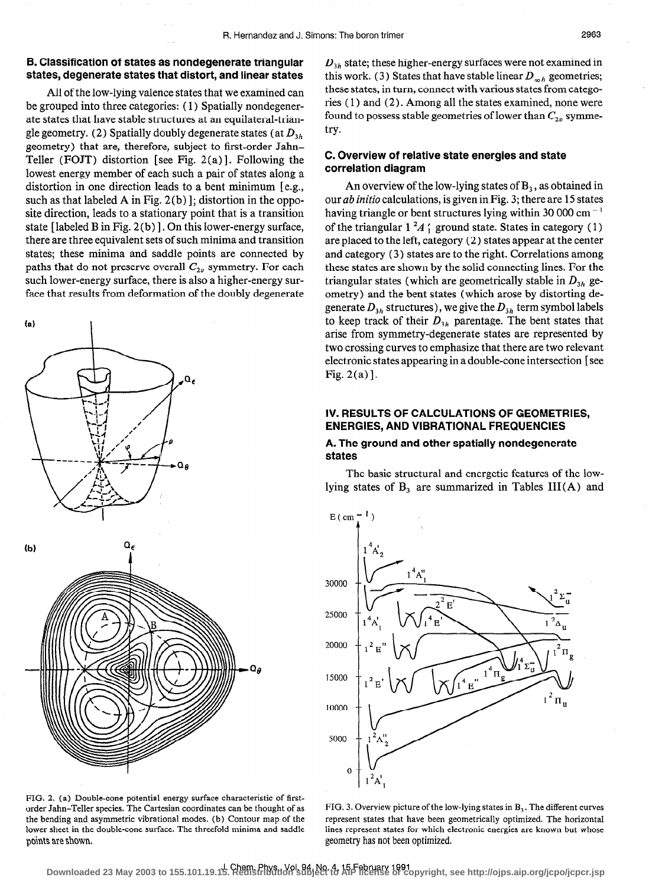## B. Classification of states as nondegenerate triangular states, degenerate states that distort, and linear states

All of the low-lying valence states that we examined can be grouped into three categories: (1) Spatially nondegenerate states that have stable structures at an equilateral-triangle geometry. (2) Spatially doubly degenerate states (at $D_{3h}$ geometry) that are, therefore, subject to first-order Jahn–Teller (FOJT) distortion [see Fig. 2(a)]. Following the lowest energy member of each such a pair of states along a distortion in one direction leads to a bent minimum [e.g., such as that labeled A in Fig. 2(b)]; distortion in the opposite direction, leads to a stationary point that is a transition state [labeled B in Fig. 2(b)]. On this lower-energy surface, there are three equivalent sets of such minima and transition states; these minima and saddle points are connected by paths that do not preserve overall $C_{2v}$ symmetry. For each such lower-energy surface, there is also a higher-energy surface that results from deformation of the doubly degenerate $D_{3h}$ state; these higher-energy surfaces were not examined in this work. (3) States that have stable linear $D_{\infty h}$ geometries; these states, in turn, connect with various states from categories (1) and (2). Among all the states examined, none were found to possess stable geometries of lower than $C_{2v}$ symmetry.

FIG. 2. (a) Double-cone potential energy surface characteristic of first-order Jahn–Teller species. The Cartesian coordinates can be thought of as the bending and asymmetric vibrational modes. (b) Contour map of the lower sheet in the double-cone surface. The threefold minima and saddle points are shown.

## C. Overview of relative state energies and state correlation diagram

An overview of the low-lying states of $B_3$, as obtained in our *ab initio* calculations, is given in Fig. 3; there are 15 states having triangle or bent structures lying within 30 000 cm$^{-1}$ of the triangular $1\,^2A_1'$ ground state. States in category (1) are placed to the left, category (2) states appear at the center and category (3) states are to the right. Correlations among these states are shown by the solid connecting lines. For the triangular states (which are geometrically stable in $D_{3h}$ geometry) and the bent states (which arose by distorting degenerate $D_{3h}$ structures), we give the $D_{3h}$ term symbol labels to keep track of their $D_{3h}$ parentage. The bent states that arise from symmetry-degenerate states are represented by two crossing curves to emphasize that there are two relevant electronic states appearing in a double-cone intersection [see Fig. 2(a)].

# IV. RESULTS OF CALCULATIONS OF GEOMETRIES, ENERGIES, AND VIBRATIONAL FREQUENCIES

## A. The ground and other spatially nondegenerate states

The basic structural and energetic features of the low-lying states of $B_3$ are summarized in Tables III(A) and

FIG. 3. Overview picture of the low-lying states in $B_3$. The different curves represent states that have been geometrically optimized. The horizontal lines represent states for which electronic energies are known but whose geometry has not been optimized.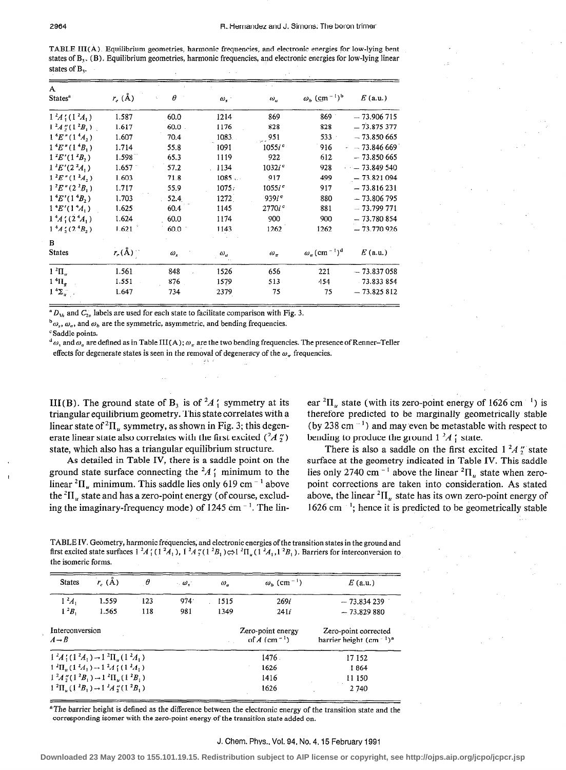TABLE III(A). Equilibrium geometries, harmonic frequencies, and electronic energies for low-lying bent states of $B_3$. (B). Equilibrium geometries, harmonic frequencies, and electronic energies for low-lying linear states of $B_3$.

| A States[a] | $r_e$ (Å) | $\theta$ | $\omega_s$ | $\omega_a$ | $\omega_b$ (cm$^{-1}$)[b] | $E$ (a.u.) |
|---|---|---|---|---|---|---|
| $1\,^2A_1'\,(1\,^2A_1)$ | 1.587 | 60.0 | 1214 | 869 | 869 | −73.906 715 |
| $1\,^2A_2''\,(1\,^2B_1)$ | 1.617 | 60.0 | 1176 | 828 | 828 | −73.875 377 |
| $1\,^4E''\,(1\,^4A_2)$ | 1.607 | 70.4 | 1083 | 951 | 533 | −73.850 665 |
| $1\,^4E''\,(1\,^4B_1)$ | 1.714 | 55.8 | 1091 | $1055i$[c] | 916 | −73.846 669 |
| $1\,^2E'\,(1\,^2B_2)$ | 1.598 | 65.3 | 1119 | 922 | 612 | −73.850 665 |
| $1\,^2E'\,(2\,^2A_1)$ | 1.657 | 57.2 | 1134 | $1032i$[c] | 928 | −73.849 540 |
| $1\,^2E''\,(1\,^2A_2)$ | 1.603 | 71.8 | 1085 | 917 | 499 | −73.821 094 |
| $1\,^2E''\,(2\,^2B_1)$ | 1.717 | 55.9 | 1075 | $1055i$[c] | 917 | −73.816 231 |
| $1\,^4E'\,(1\,^4B_2)$ | 1.703 | 52.4 | 1272 | $939i$[c] | 880 | −73.806 795 |
| $1\,^4E'\,(1\,^4A_1)$ | 1.625 | 60.4 | 1145 | $2770i$[c] | 881 | −73.799 771 |
| $1\,^4A_1'\,(2\,^4A_1)$ | 1.624 | 60.0 | 1174 | 900 | 900 | −73.780 854 |
| $1\,^4A_2'\,(2\,^4B_2)$ | 1.621 | 60.0 | 1143 | 1262 | 1262 | −73.770 926 |

| B States | $r_e$ (Å) | $\omega_s$ | $\omega_a$ | $\omega_\pi$ | $\omega_\pi$ (cm$^{-1}$)[d] | $E$ (a.u.) |
|---|---|---|---|---|---|---|
| $1\,^2\Pi_u$ | 1.561 | 848 | 1526 | 656 | 221 | −73.837 058 |
| $1\,^4\Pi_g$ | 1.551 | 876 | 1579 | 513 | 154 | −73.833 854 |
| $1\,^4\Sigma_u^-$ | 1.647 | 734 | 2379 | 75 | 75 | −73.825 812 |

[a] $D_{3h}$ and $C_{2v}$ labels are used for each state to facilitate comparison with Fig. 3.

[b] $\omega_s$, $\omega_a$, and $\omega_b$ are the symmetric, asymmetric, and bending frequencies.

[c] Saddle points.

[d] $\omega_s$ and $\omega_a$ are defined as in Table III(A); $\omega_\pi$ are the two bending frequencies. The presence of Renner–Teller effects for degenerate states is seen in the removal of degeneracy of the $\omega_\pi$ frequencies.

III(B). The ground state of $B_3$ is of $^2A_1'$ symmetry at its triangular equilibrium geometry. This state correlates with a linear state of $^2\Pi_u$ symmetry, as shown in Fig. 3; this degenerate linear state also correlates with the first excited ($^2A_2''$) state, which also has a triangular equilibrium structure.

As detailed in Table IV, there is a saddle point on the ground state surface connecting the $^2A_1'$ minimum to the linear $^2\Pi_u$ minimum. This saddle lies only 619 cm$^{-1}$ above the $^2\Pi_u$ state and has a zero-point energy (of course, excluding the imaginary-frequency mode) of 1245 cm$^{-1}$. The linear $^2\Pi_u$ state (with its zero-point energy of 1626 cm$^{-1}$) is therefore predicted to be marginally geometrically stable (by 238 cm$^{-1}$) and may even be metastable with respect to bending to produce the ground $1\,^2A_1'$ state.

There is also a saddle on the first excited $1\,^2A_2''$ state surface at the geometry indicated in Table IV. This saddle lies only 2740 cm$^{-1}$ above the linear $^2\Pi_u$ state when zero-point corrections are taken into consideration. As stated above, the linear $^2\Pi_u$ state has its own zero-point energy of 1626 cm$^{-1}$; hence it is predicted to be geometrically stable

TABLE IV. Geometry, harmonic frequencies, and electronic energies of the transition states in the ground and first excited state surfaces $1\,^2A_1'\,(1\,^2A_1)$, $1\,^2A_2''\,(1\,^2B_1) \Leftrightarrow 1\,^2\Pi_u\,(1\,^2A_1, 1\,^2B_1)$. Barriers for interconversion to the isomeric forms.

| States | $r_e$ (Å) | $\theta$ | $\omega_s$ | $\omega_a$ | $\omega_b$ (cm$^{-1}$) | $E$ (a.u.) |
|---|---|---|---|---|---|---|
| $1\,^2A_1$ | 1.559 | 123 | 974 | 1515 | $269i$ | −73.834 239 |
| $1\,^2B_1$ | 1.565 | 118 | 981 | 1349 | $241i$ | −73.829 880 |

| Interconversion $A \to B$ | Zero-point energy of $A$ (cm$^{-1}$) | Zero-point corrected barrier height (cm$^{-1}$)[a] |
|---|---|---|
| $1\,^2A_1'\,(1\,^2A_1) \to 1\,^2\Pi_u\,(1\,^2A_1)$ | 1476 | 17 152 |
| $1\,^2\Pi_u\,(1\,^2A_1) \to 1\,^2A_1'\,(1\,^2A_1)$ | 1626 | 1 864 |
| $1\,^2A_2''\,(1\,^2B_1) \to 1\,^2\Pi_u\,(1\,^2B_1)$ | 1416 | 11 150 |
| $1\,^2\Pi_u\,(1\,^2B_1) \to 1\,^2A_2''\,(1\,^2B_1)$ | 1626 | 2 740 |

[a] The barrier height is defined as the difference between the electronic energy of the transition state and the corresponding isomer with the zero-point energy of the transition state added on.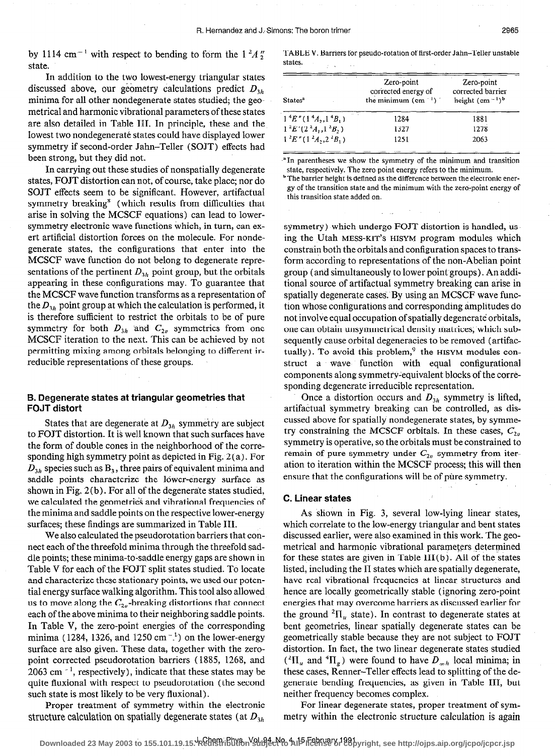by 1114 $cm^{-1}$ with respect to bending to form the $1\,^2A_2''$ state.

In addition to the two lowest-energy triangular states discussed above, our geometry calculations predict $D_{3h}$ minima for all other nondegenerate states studied; the geometrical and harmonic vibrational parameters of these states are also detailed in Table III. In principle, these and the lowest two nondegenerate states could have displayed lower symmetry if second-order Jahn–Teller (SOJT) effects had been strong, but they did not.

In carrying out these studies of nonspatially degenerate states, FOJT distortion can not, of course, take place; nor do SOJT effects seem to be significant. However, artifactual symmetry breaking[8] (which results from difficulties that arise in solving the MCSCF equations) can lead to lower-symmetry electronic wave functions which, in turn, can exert artificial distortion forces on the molecule. For nondegenerate states, the configurations that enter into the MCSCF wave function do not belong to degenerate representations of the pertinent $D_{3h}$ point group, but the orbitals appearing in these configurations may. To guarantee that the MCSCF wave function transforms as a representation of the $D_{3h}$ point group at which the calculation is performed, it is therefore sufficient to restrict the orbitals to be of pure symmetry for both $D_{3h}$ and $C_{2v}$ symmetries from one MCSCF iteration to the next. This can be achieved by not permitting mixing among orbitals belonging to different irreducible representations of these groups.

### B. Degenerate states at triangular geometries that FOJT distort

States that are degenerate at $D_{3h}$ symmetry are subject to FOJT distortion. It is well known that such surfaces have the form of double cones in the neighborhood of the corresponding high symmetry point as depicted in Fig. 2(a). For $D_{3h}$ species such as $B_3$, three pairs of equivalent minima and saddle points characterize the lower-energy surface as shown in Fig. 2(b). For all of the degenerate states studied, we calculated the geometries and vibrational frequencies of the minima and saddle points on the respective lower-energy surfaces; these findings are summarized in Table III.

We also calculated the pseudorotation barriers that connect each of the threefold minima through the threefold saddle points; these minima-to-saddle energy gaps are shown in Table V for each of the FOJT split states studied. To locate and characterize these stationary points, we used our potential energy surface walking algorithm. This tool also allowed us to move along the $C_{2v}$-breaking distortions that connect each of the above minima to their neighboring saddle points. In Table V, the zero-point energies of the corresponding minima (1284, 1326, and 1250 $cm^{-1}$) on the lower-energy surface are also given. These data, together with the zero-point corrected pseudorotation barriers (1885, 1268, and 2063 $cm^{-1}$, respectively), indicate that these states may be quite fluxional with respect to pseudorotation (the second such state is most likely to be very fluxional).

Proper treatment of symmetry within the electronic structure calculation on spatially degenerate states (at $D_{3h}$ symmetry) which undergo FOJT distortion is handled, using the Utah MESS-KIT's HISYM program modules which constrain both the orbitals and configuration spaces to transform according to representations of the non-Abelian point group (and simultaneously to lower point groups). An additional source of artifactual symmetry breaking can arise in spatially degenerate cases. By using an MCSCF wave function whose configurations and corresponding amplitudes do not involve equal occupation of spatially degenerate orbitals, one can obtain unsymmetrical density matrices, which subsequently cause orbital degeneracies to be removed (artifactually). To avoid this problem,[9] the HISYM modules construct a wave function with equal configurational components along symmetry-equivalent blocks of the corresponding degenerate irreducible representation.

TABLE V. Barriers for pseudo-rotation of first-order Jahn–Teller unstable states.

| States[a] | Zero-point corrected energy of the minimum ($cm^{-1}$) | Zero-point corrected barrier height ($cm^{-1}$)[b] |
|---|---|---|
| $1\,^4E''(1\,^4A_2, 1\,^4B_1)$ | 1284 | 1881 |
| $1\,^2E'(2\,^2A_1, 1\,^2B_2)$ | 1327 | 1278 |
| $1\,^2E''(1\,^2A_2, 2\,^2B_1)$ | 1251 | 2063 |

[a] In parentheses we show the symmetry of the minimum and transition state, respectively. The zero point energy refers to the minimum.

[b] The barrier height is defined as the difference between the electronic energy of the transition state and the minimum with the zero-point energy of this transition state added on.

Once a distortion occurs and $D_{3h}$ symmetry is lifted, artifactual symmetry breaking can be controlled, as discussed above for spatially nondegenerate states, by symmetry constraining the MCSCF orbitals. In these cases, $C_{2v}$ symmetry is operative, so the orbitals must be constrained to remain of pure symmetry under $C_{2v}$ symmetry from iteration to iteration within the MCSCF process; this will then ensure that the configurations will be of pure symmetry.

### C. Linear states

As shown in Fig. 3, several low-lying linear states, which correlate to the low-energy triangular and bent states discussed earlier, were also examined in this work. The geometrical and harmonic vibrational parameters determined for these states are given in Table III(b). All of the states listed, including the $\Pi$ states which are spatially degenerate, have real vibrational frequencies at linear structures and hence are locally geometrically stable (ignoring zero-point energies that may overcome barriers as discussed earlier for the ground $^2\Pi_u$ state). In contrast to degenerate states at bent geometries, linear spatially degenerate states can be geometrically stable because they are not subject to FOJT distortion. In fact, the two linear degenerate states studied ($^2\Pi_u$ and $^4\Pi_g$) were found to have $D_{\infty h}$ local minima; in these cases, Renner–Teller effects lead to splitting of the degenerate bending frequencies, as given in Table III, but neither frequency becomes complex.

For linear degenerate states, proper treatment of symmetry within the electronic structure calculation is again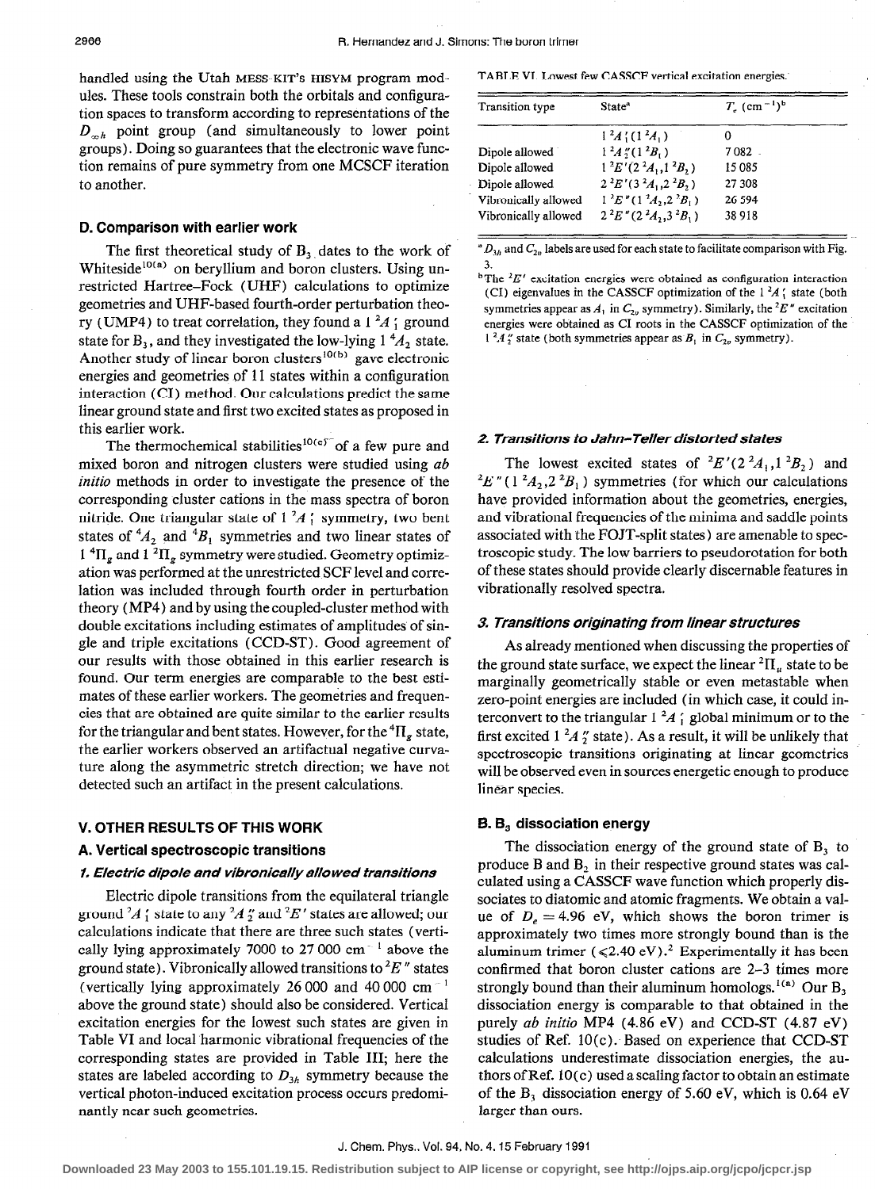handled using the Utah MESS-KIT's HISYM program modules. These tools constrain both the orbitals and configuration spaces to transform according to representations of the $D_{\infty h}$ point group (and simultaneously to lower point groups). Doing so guarantees that the electronic wave function remains of pure symmetry from one MCSCF iteration to another.

### D. Comparison with earlier work

The first theoretical study of $B_3$ dates to the work of Whiteside[10(a)] on beryllium and boron clusters. Using unrestricted Hartree–Fock (UHF) calculations to optimize geometries and UHF-based fourth-order perturbation theory (UMP4) to treat correlation, they found a $1\,^2A_1'$ ground state for $B_3$, and they investigated the low-lying $1\,^4A_2$ state. Another study of linear boron clusters[10(b)] gave electronic energies and geometries of 11 states within a configuration interaction (CI) method. Our calculations predict the same linear ground state and first two excited states as proposed in this earlier work.

The thermochemical stabilities[10(c)] of a few pure and mixed boron and nitrogen clusters were studied using *ab initio* methods in order to investigate the presence of the corresponding cluster cations in the mass spectra of boron nitride. One triangular state of $1\,^2A_1'$ symmetry, two bent states of $^4A_2$ and $^4B_1$ symmetries and two linear states of $1\,^4\Pi_g$ and $1\,^2\Pi_g$ symmetry were studied. Geometry optimization was performed at the unrestricted SCF level and correlation was included through fourth order in perturbation theory (MP4) and by using the coupled-cluster method with double excitations including estimates of amplitudes of single and triple excitations (CCD-ST). Good agreement of our results with those obtained in this earlier research is found. Our term energies are comparable to the best estimates of these earlier workers. The geometries and frequencies that are obtained are quite similar to the earlier results for the triangular and bent states. However, for the $^4\Pi_g$ state, the earlier workers observed an artifactual negative curvature along the asymmetric stretch direction; we have not detected such an artifact in the present calculations.

## V. OTHER RESULTS OF THIS WORK

### A. Vertical spectroscopic transitions

#### 1. Electric dipole and vibronically allowed transitions

Electric dipole transitions from the equilateral triangle ground $^2A_1'$ state to any $^2A_2''$ and $^2E'$ states are allowed; our calculations indicate that there are three such states (vertically lying approximately 7000 to 27 000 $\text{cm}^{-1}$ above the ground state). Vibronically allowed transitions to $^2E''$ states (vertically lying approximately 26 000 and 40 000 $\text{cm}^{-1}$ above the ground state) should also be considered. Vertical excitation energies for the lowest such states are given in Table VI and local harmonic vibrational frequencies of the corresponding states are provided in Table III; here the states are labeled according to $D_{3h}$ symmetry because the vertical photon-induced excitation process occurs predominantly near such geometries.

TABLE VI. Lowest few CASSCF vertical excitation energies.

| Transition type | State[a] | $T_e$ ($\text{cm}^{-1}$)[b] |
|---|---|---|
| | $1\,^2A_1'(1\,^2A_1)$ | 0 |
| Dipole allowed | $1\,^2A_2''(1\,^2B_1)$ | 7 082 |
| Dipole allowed | $1\,^2E'(2\,^2A_1,1\,^2B_2)$ | 15 085 |
| Dipole allowed | $2\,^2E'(3\,^2A_1,2\,^2B_2)$ | 27 308 |
| Vibronically allowed | $1\,^2E''(1\,^2A_2,2\,^2B_1)$ | 26 594 |
| Vibronically allowed | $2\,^2E''(2\,^2A_2,3\,^2B_1)$ | 38 918 |

[a] $D_{3h}$ and $C_{2v}$ labels are used for each state to facilitate comparison with Fig. 3.

[b] The $^2E'$ excitation energies were obtained as configuration interaction (CI) eigenvalues in the CASSCF optimization of the $1\,^2A_1'$ state (both symmetries appear as $A_1$ in $C_{2v}$ symmetry). Similarly, the $^2E''$ excitation energies were obtained as CI roots in the CASSCF optimization of the $1\,^2A_2''$ state (both symmetries appear as $B_1$ in $C_{2v}$ symmetry).

#### 2. Transitions to Jahn–Teller distorted states

The lowest excited states of $^2E'(2\,^2A_1,1\,^2B_2)$ and $^2E''(1\,^2A_2,2\,^2B_1)$ symmetries (for which our calculations have provided information about the geometries, energies, and vibrational frequencies of the minima and saddle points associated with the FOJT-split states) are amenable to spectroscopic study. The low barriers to pseudorotation for both of these states should provide clearly discernable features in vibrationally resolved spectra.

#### 3. Transitions originating from linear structures

As already mentioned when discussing the properties of the ground state surface, we expect the linear $^2\Pi_u$ state to be marginally geometrically stable or even metastable when zero-point energies are included (in which case, it could interconvert to the triangular $1\,^2A_1'$ global minimum or to the first excited $1\,^2A_2''$ state). As a result, it will be unlikely that spectroscopic transitions originating at linear geometries will be observed even in sources energetic enough to produce linear species.

### B. $B_3$ dissociation energy

The dissociation energy of the ground state of $B_3$ to produce B and $B_2$ in their respective ground states was calculated using a CASSCF wave function which properly dissociates to diatomic and atomic fragments. We obtain a value of $D_e = 4.96$ eV, which shows the boron trimer is approximately two times more strongly bound than is the aluminum trimer ($\leqslant 2.40$ eV).[2] Experimentally it has been confirmed that boron cluster cations are 2–3 times more strongly bound than their aluminum homologs.[1(a)] Our $B_3$ dissociation energy is comparable to that obtained in the purely *ab initio* MP4 (4.86 eV) and CCD-ST (4.87 eV) studies of Ref. 10(c). Based on experience that CCD-ST calculations underestimate dissociation energies, the authors of Ref. 10(c) used a scaling factor to obtain an estimate of the $B_3$ dissociation energy of 5.60 eV, which is 0.64 eV larger than ours.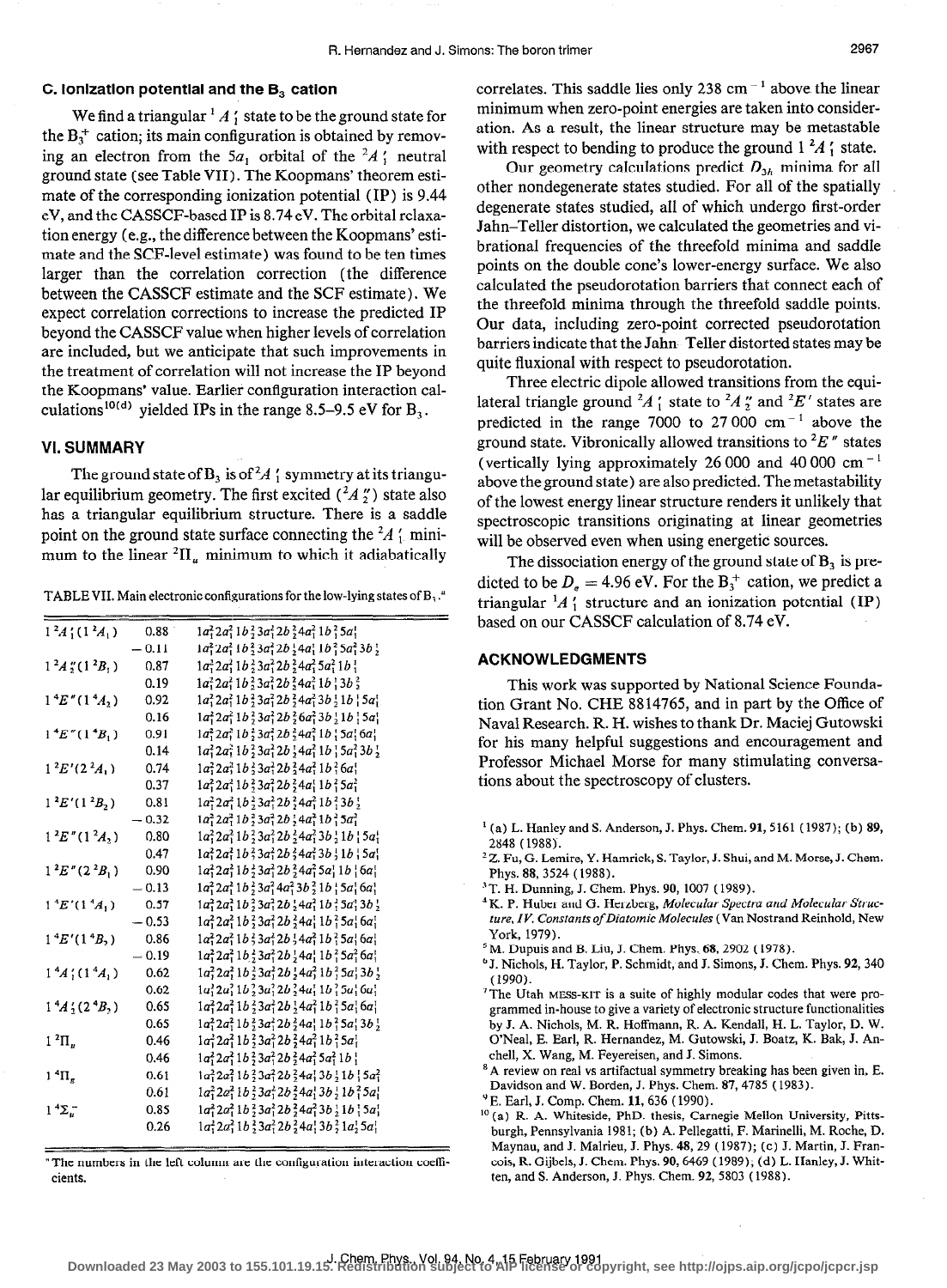### C. Ionization potential and the $B_3$ cation

We find a triangular ${}^1A_1'$ state to be the ground state for the $B_3^+$ cation; its main configuration is obtained by removing an electron from the $5a_1$ orbital of the ${}^2A_1'$ neutral ground state (see Table VII). The Koopmans' theorem estimate of the corresponding ionization potential (IP) is 9.44 eV, and the CASSCF-based IP is 8.74 eV. The orbital relaxation energy (e.g., the difference between the Koopmans' estimate and the SCF-level estimate) was found to be ten times larger than the correlation correction (the difference between the CASSCF estimate and the SCF estimate). We expect correlation corrections to increase the predicted IP beyond the CASSCF value when higher levels of correlation are included, but we anticipate that such improvements in the treatment of correlation will not increase the IP beyond the Koopmans' value. Earlier configuration interaction calculations[10(d)] yielded IPs in the range 8.5–9.5 eV for $B_3$.

## VI. SUMMARY

The ground state of $B_3$ is of ${}^2A_1'$ symmetry at its triangular equilibrium geometry. The first excited (${}^2A_2''$) state also has a triangular equilibrium structure. There is a saddle point on the ground state surface connecting the ${}^2A_1'$ minimum to the linear ${}^2\Pi_u$ minimum to which it adiabatically correlates. This saddle lies only 238 $\text{cm}^{-1}$ above the linear minimum when zero-point energies are taken into consideration. As a result, the linear structure may be metastable with respect to bending to produce the ground $1\,{}^2A_1'$ state.

Our geometry calculations predict $D_{3h}$ minima for all other nondegenerate states studied. For all of the spatially degenerate states studied, all of which undergo first-order Jahn–Teller distortion, we calculated the geometries and vibrational frequencies of the threefold minima and saddle points on the double cone's lower-energy surface. We also calculated the pseudorotation barriers that connect each of the threefold minima through the threefold saddle points. Our data, including zero-point corrected pseudorotation barriers indicate that the Jahn–Teller distorted states may be quite fluxional with respect to pseudorotation.

Three electric dipole allowed transitions from the equilateral triangle ground ${}^2A_1'$ state to ${}^2A_2''$ and ${}^2E'$ states are predicted in the range 7000 to 27 000 $\text{cm}^{-1}$ above the ground state. Vibronically allowed transitions to ${}^2E''$ states (vertically lying approximately 26 000 and 40 000 $\text{cm}^{-1}$ above the ground state) are also predicted. The metastability of the lowest energy linear structure renders it unlikely that spectroscopic transitions originating at linear geometries will be observed even when using energetic sources.

The dissociation energy of the ground state of $B_3$ is predicted to be $D_e = 4.96$ eV. For the $B_3^+$ cation, we predict a triangular ${}^1A_1'$ structure and an ionization potential (IP) based on our CASSCF calculation of 8.74 eV.

TABLE VII. Main electronic configurations for the low-lying states of $B_3$.[a]

| State | Coeff. | Configuration |
|---|---|---|
| $1\,{}^2A_1'(1\,{}^2A_1)$ | 0.88 | $1a_1^2 2a_1^2 1b_2^2 3a_1^2 2b_2^2 4a_1^2 1b_1^2 5a_1^1$ |
| | −0.11 | $1a_1^2 2a_1^2 1b_2^2 3a_1^2 2b_2^1 4a_1^1 1b_1^2 5a_1^2 3b_2^1$ |
| $1\,{}^2A_2''(1\,{}^2B_1)$ | 0.87 | $1a_1^2 2a_1^2 1b_2^2 3a_1^2 2b_2^2 4a_1^2 5a_1^2 1b_1^1$ |
| | 0.19 | $1a_1^2 2a_1^2 1b_2^2 3a_1^2 2b_2^2 4a_1^2 1b_1^1 3b_2^2$ |
| $1\,{}^4E''(1\,{}^4A_2)$ | 0.92 | $1a_1^2 2a_1^2 1b_2^2 3a_1^2 2b_2^2 4a_1^2 3b_2^1 1b_1^1 5a_1^1$ |
| | 0.16 | $1a_1^2 2a_1^2 1b_2^2 3a_1^2 2b_2^2 6a_1^2 3b_2^1 1b_1^1 5a_1^1$ |
| $1\,{}^4E''(1\,{}^4B_1)$ | 0.91 | $1a_1^2 2a_1^2 1b_2^2 3a_1^2 2b_2^2 4a_1^2 1b_1^1 5a_1^1 6a_1^1$ |
| | 0.14 | $1a_1^2 2a_1^2 1b_2^2 3a_1^2 2b_2^1 4a_1^2 1b_1^1 5a_1^1 3b_2^1$ |
| $1\,{}^2E'(2\,{}^2A_1)$ | 0.74 | $1a_1^2 2a_1^2 1b_2^2 3a_1^2 2b_2^2 4a_1^2 1b_1^2 6a_1^1$ |
| | 0.37 | $1a_1^2 2a_1^2 1b_2^2 3a_1^2 2b_2^2 4a_1^1 1b_1^2 5a_1^2$ |
| $1\,{}^2E'(1\,{}^2B_2)$ | 0.81 | $1a_1^2 2a_1^2 1b_2^2 3a_1^2 2b_2^2 4a_1^2 1b_1^2 3b_2^1$ |
| | −0.32 | $1a_1^2 2a_1^2 1b_2^2 3a_1^2 2b_2^1 4a_1^2 1b_1^2 5a_1^2$ |
| $1\,{}^2E''(1\,{}^2A_2)$ | 0.80 | $1a_1^2 2a_1^2 1b_2^2 3a_1^2 2b_2^2 4a_1^2 3b_2^1 1b_1^1 5a_1^1$ |
| | 0.47 | $1a_1^2 2a_1^2 1b_2^2 3a_1^2 2b_2^2 4a_1^2 3b_2^1 1b_1^1 5a_1^1$ |
| $1\,{}^2E''(2\,{}^2B_1)$ | 0.90 | $1a_1^2 2a_1^2 1b_2^2 3a_1^2 2b_2^2 4a_1^2 5a_1^1 1b_1^1 6a_1^1$ |
| | −0.13 | $1a_1^2 2a_1^2 1b_2^2 3a_1^2 4a_1^2 3b_2^2 1b_1^1 5a_1^1 6a_1^1$ |
| $1\,{}^4E'(1\,{}^4A_1)$ | 0.57 | $1a_1^2 2a_1^2 1b_2^2 3a_1^2 2b_2^1 4a_1^2 1b_1^1 5a_1^1 3b_2^1$ |
| | −0.53 | $1a_1^2 2a_1^2 1b_2^2 3a_1^2 2b_2^2 4a_1^1 1b_1^1 5a_1^1 6a_1^1$ |
| $1\,{}^4E'(1\,{}^4B_2)$ | 0.86 | $1a_1^2 2a_1^2 1b_2^2 3a_1^2 2b_2^1 4a_1^2 1b_1^1 5a_1^1 6a_1^1$ |
| | −0.19 | $1a_1^2 2a_1^2 1b_2^2 3a_1^2 2b_2^1 4a_1^1 1b_1^1 5a_1^2 6a_1^1$ |
| $1\,{}^4A_1'(1\,{}^4A_1)$ | 0.62 | $1a_1^2 2a_1^2 1b_2^2 3a_1^2 2b_2^1 4a_1^2 1b_1^1 5a_1^1 3b_2^1$ |
| | 0.62 | $1a_1^2 2a_1^2 1b_2^2 3a_1^2 2b_2^2 4a_1^1 1b_1^1 5a_1^1 6a_1^1$ |
| $1\,{}^4A_2'(2\,{}^4B_2)$ | 0.65 | $1a_1^2 2a_1^2 1b_2^2 3a_1^2 2b_2^1 4a_1^2 1b_1^1 5a_1^1 6a_1^1$ |
| | 0.65 | $1a_1^2 2a_1^2 1b_2^2 3a_1^2 2b_2^2 4a_1^1 1b_1^1 5a_1^1 3b_2^1$ |
| $1\,{}^2\Pi_u$ | 0.46 | $1a_1^2 2a_1^2 1b_2^2 3a_1^2 2b_2^2 4a_1^2 1b_1^2 5a_1^1$ |
| | 0.46 | $1a_1^2 2a_1^2 1b_2^2 3a_1^2 2b_2^2 4a_1^2 5a_1^2 1b_1^1$ |
| $1\,{}^4\Pi_g$ | 0.61 | $1a_1^2 2a_1^2 1b_2^2 3a_1^2 2b_2^2 4a_1^1 3b_2^1 1b_1^1 5a_1^2$ |
| | 0.61 | $1a_1^2 2a_1^2 1b_2^2 3a_1^2 2b_2^2 4a_1^1 3b_2^1 1b_1^2 5a_1^1$ |
| $1\,{}^4\Sigma_u^-$ | 0.85 | $1a_1^2 2a_1^2 1b_2^2 3a_1^2 2b_2^2 4a_1^2 3b_2^1 1b_1^1 5a_1^1$ |
| | 0.26 | $1a_1^2 2a_1^2 1b_2^2 3a_1^2 2b_2^2 4a_1^1 3b_2^1 1a_2^1 5a_1^1$ |

[a] The numbers in the left column are the configuration interaction coefficients.

## ACKNOWLEDGMENTS

This work was supported by National Science Foundation Grant No. CHE 8814765, and in part by the Office of Naval Research. R. H. wishes to thank Dr. Maciej Gutowski for his many helpful suggestions and encouragement and Professor Michael Morse for many stimulating conversations about the spectroscopy of clusters.

[1] (a) L. Hanley and S. Anderson, J. Phys. Chem. **91**, 5161 (1987); (b) **89**, 2848 (1988).

[2] Z. Fu, G. Lemire, Y. Hamrick, S. Taylor, J. Shui, and M. Morse, J. Chem. Phys. **88**, 3524 (1988).

[3] T. H. Dunning, J. Chem. Phys. **90**, 1007 (1989).

[4] K. P. Huber and G. Herzberg, *Molecular Spectra and Molecular Structure, IV. Constants of Diatomic Molecules* (Van Nostrand Reinhold, New York, 1979).

[5] M. Dupuis and B. Liu, J. Chem. Phys. **68**, 2902 (1978).

[6] J. Nichols, H. Taylor, P. Schmidt, and J. Simons, J. Chem. Phys. **92**, 340 (1990).

[7] The Utah MESS-KIT is a suite of highly modular codes that were programmed in-house to give a variety of electronic structure functionalities by J. A. Nichols, M. R. Hoffmann, R. A. Kendall, H. L. Taylor, D. W. O'Neal, E. Earl, R. Hernandez, M. Gutowski, J. Boatz, K. Bak, J. Anchell, X. Wang, M. Feyereisen, and J. Simons.

[8] A review on real vs artifactual symmetry breaking has been given in. E. Davidson and W. Borden, J. Phys. Chem. **87**, 4785 (1983).

[9] E. Earl, J. Comp. Chem. **11**, 636 (1990).

[10] (a) R. A. Whiteside, PhD. thesis, Carnegie Mellon University, Pittsburgh, Pennsylvania 1981; (b) A. Pellegatti, F. Marinelli, M. Roche, D. Maynau, and J. Malrieu, J. Phys. **48**, 29 (1987); (c) J. Martin, J. Francois, R. Gijbels, J. Chem. Phys. **90**, 6469 (1989); (d) L. Hanley, J. Whitten, and S. Anderson, J. Phys. Chem. **92**, 5803 (1988).